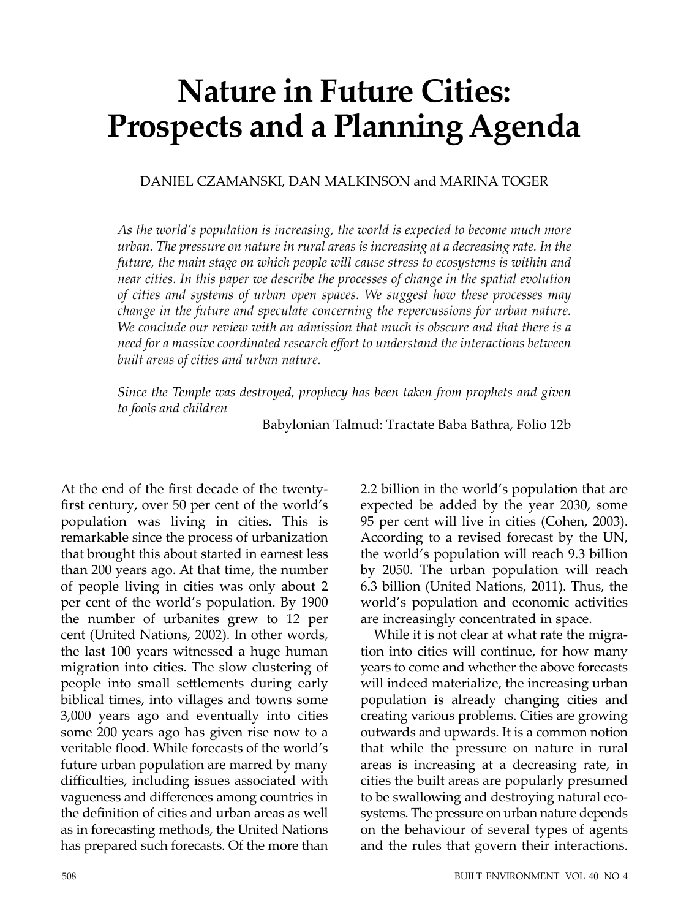# Nature in Future Cities: Prospects and a Planning Agenda

DANIEL CZAMANSKI, DAN MALKINSON and MARINA TOGER

*As the world's population is increasing, the world is expected to become much more urban. The pressure on nature in rural areas is increasing at a decreasing rate. In the future, the main stage on which people will cause stress to ecosystems is within and near cities. In this paper we describe the processes of change in the spatial evolution of cities and systems of urban open spaces. We suggest how these processes may change in the future and speculate concerning the repercussions for urban nature. We conclude our review with an admission that much is obscure and that there is a need for a massive coordinated research effort to understand the interactions between built areas of cities and urban nature.*

*Since the Temple was destroyed, prophecy has been taken from prophets and given to fools and children*

Babylonian Talmud: Tractate Baba Bathra, Folio 12b

At the end of the first decade of the twenty-first century, over 50 per cent of the world's population was living in cities. This is remarkable since the process of urbanization that brought this about started in earnest less than 200 years ago. At that time, the number of people living in cities was only about 2 per cent of the world's population. By 1900 the number of urbanites grew to 12 per cent (United Nations, 2002). In other words, the last 100 years witnessed a huge human migration into cities. The slow clustering of people into small settlements during early biblical times, into villages and towns some 3,000 years ago and eventually into cities some 200 years ago has given rise now to a veritable flood. While forecasts of the world's future urban population are marred by many difficulties, including issues associated with vagueness and differences among countries in the definition of cities and urban areas as well as in forecasting methods, the United Nations has prepared such forecasts. Of the more than 2.2 billion in the world's population that are expected be added by the year 2030, some 95 per cent will live in cities (Cohen, 2003). According to a revised forecast by the UN, the world's population will reach 9.3 billion by 2050. The urban population will reach 6.3 billion (United Nations, 2011). Thus, the world's population and economic activities are increasingly concentrated in space.

While it is not clear at what rate the migration into cities will continue, for how many years to come and whether the above forecasts will indeed materialize, the increasing urban population is already changing cities and creating various problems. Cities are growing outwards and upwards. It is a common notion that while the pressure on nature in rural areas is increasing at a decreasing rate, in cities the built areas are popularly presumed to be swallowing and destroying natural ecosystems. The pressure on urban nature depends on the behaviour of several types of agents and the rules that govern their interactions.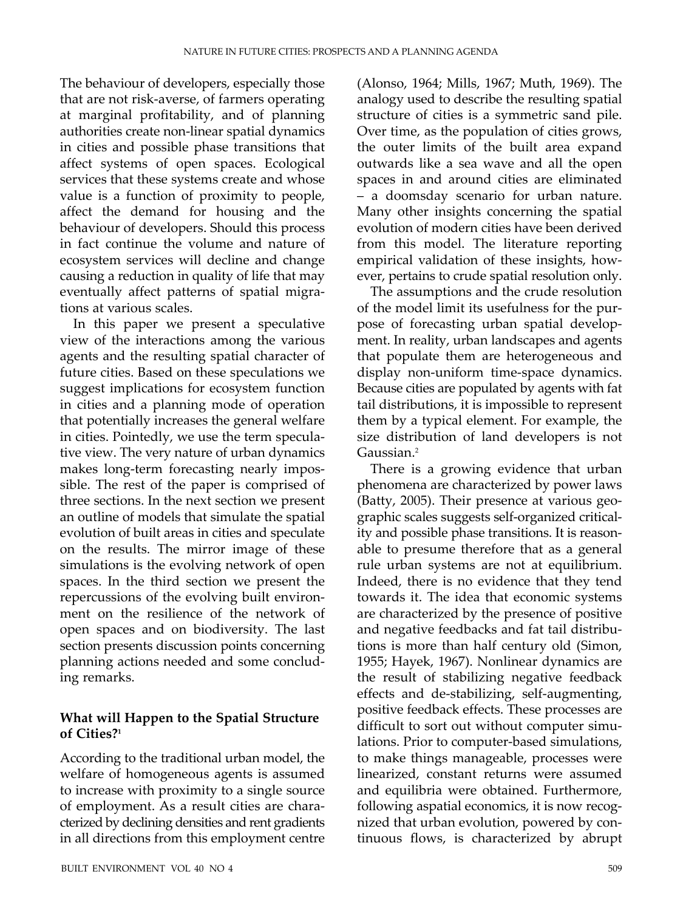The behaviour of developers, especially those that are not risk-averse, of farmers operating at marginal profitability, and of planning authorities create non-linear spatial dynamics in cities and possible phase transitions that affect systems of open spaces. Ecological services that these systems create and whose value is a function of proximity to people, affect the demand for housing and the behaviour of developers. Should this process in fact continue the volume and nature of ecosystem services will decline and change causing a reduction in quality of life that may eventually affect patterns of spatial migrations at various scales.

In this paper we present a speculative view of the interactions among the various agents and the resulting spatial character of future cities. Based on these speculations we suggest implications for ecosystem function in cities and a planning mode of operation that potentially increases the general welfare in cities. Pointedly, we use the term speculative view. The very nature of urban dynamics makes long-term forecasting nearly impossible. The rest of the paper is comprised of three sections. In the next section we present an outline of models that simulate the spatial evolution of built areas in cities and speculate on the results. The mirror image of these simulations is the evolving network of open spaces. In the third section we present the repercussions of the evolving built environment on the resilience of the network of open spaces and on biodiversity. The last section presents discussion points concerning planning actions needed and some concluding remarks.

## What will Happen to the Spatial Structure of Cities?[1]

According to the traditional urban model, the welfare of homogeneous agents is assumed to increase with proximity to a single source of employment. As a result cities are characterized by declining densities and rent gradients in all directions from this employment centre (Alonso, 1964; Mills, 1967; Muth, 1969). The analogy used to describe the resulting spatial structure of cities is a symmetric sand pile. Over time, as the population of cities grows, the outer limits of the built area expand outwards like a sea wave and all the open spaces in and around cities are eliminated – a doomsday scenario for urban nature. Many other insights concerning the spatial evolution of modern cities have been derived from this model. The literature reporting empirical validation of these insights, however, pertains to crude spatial resolution only.

The assumptions and the crude resolution of the model limit its usefulness for the purpose of forecasting urban spatial development. In reality, urban landscapes and agents that populate them are heterogeneous and display non-uniform time-space dynamics. Because cities are populated by agents with fat tail distributions, it is impossible to represent them by a typical element. For example, the size distribution of land developers is not Gaussian.[2]

There is a growing evidence that urban phenomena are characterized by power laws (Batty, 2005). Their presence at various geographic scales suggests self-organized criticality and possible phase transitions. It is reasonable to presume therefore that as a general rule urban systems are not at equilibrium. Indeed, there is no evidence that they tend towards it. The idea that economic systems are characterized by the presence of positive and negative feedbacks and fat tail distributions is more than half century old (Simon, 1955; Hayek, 1967). Nonlinear dynamics are the result of stabilizing negative feedback effects and de-stabilizing, self-augmenting, positive feedback effects. These processes are difficult to sort out without computer simulations. Prior to computer-based simulations, to make things manageable, processes were linearized, constant returns were assumed and equilibria were obtained. Furthermore, following aspatial economics, it is now recognized that urban evolution, powered by continuous flows, is characterized by abrupt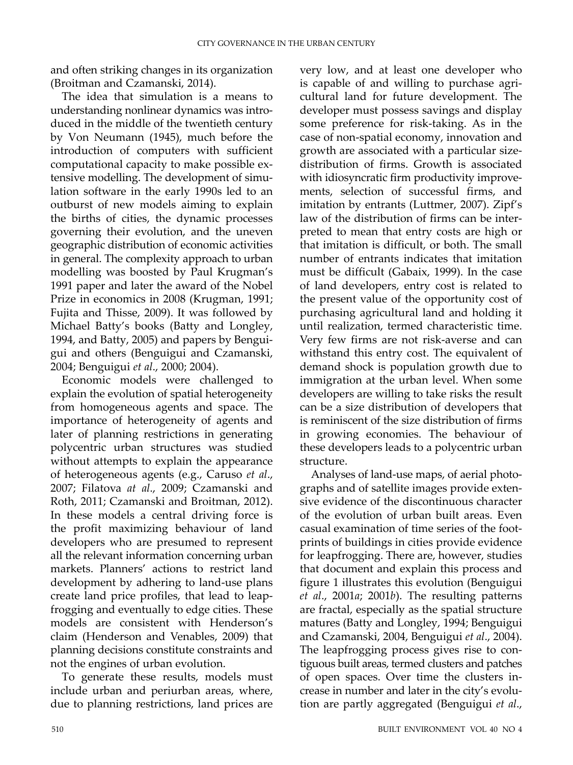and often striking changes in its organization (Broitman and Czamanski, 2014).

The idea that simulation is a means to understanding nonlinear dynamics was introduced in the middle of the twentieth century by Von Neumann (1945), much before the introduction of computers with sufficient computational capacity to make possible extensive modelling. The development of simulation software in the early 1990s led to an outburst of new models aiming to explain the births of cities, the dynamic processes governing their evolution, and the uneven geographic distribution of economic activities in general. The complexity approach to urban modelling was boosted by Paul Krugman's 1991 paper and later the award of the Nobel Prize in economics in 2008 (Krugman, 1991; Fujita and Thisse, 2009). It was followed by Michael Batty's books (Batty and Longley, 1994, and Batty, 2005) and papers by Benguigui and others (Benguigui and Czamanski, 2004; Benguigui *et al*., 2000; 2004).

Economic models were challenged to explain the evolution of spatial heterogeneity from homogeneous agents and space. The importance of heterogeneity of agents and later of planning restrictions in generating polycentric urban structures was studied without attempts to explain the appearance of heterogeneous agents (e.g., Caruso *et al*., 2007; Filatova *at al*., 2009; Czamanski and Roth, 2011; Czamanski and Broitman, 2012). In these models a central driving force is the profit maximizing behaviour of land developers who are presumed to represent all the relevant information concerning urban markets. Planners' actions to restrict land development by adhering to land-use plans create land price profiles, that lead to leapfrogging and eventually to edge cities. These models are consistent with Henderson's claim (Henderson and Venables, 2009) that planning decisions constitute constraints and not the engines of urban evolution.

To generate these results, models must include urban and periurban areas, where, due to planning restrictions, land prices are very low, and at least one developer who is capable of and willing to purchase agricultural land for future development. The developer must possess savings and display some preference for risk-taking. As in the case of non-spatial economy, innovation and growth are associated with a particular size-distribution of firms. Growth is associated with idiosyncratic firm productivity improvements, selection of successful firms, and imitation by entrants (Luttmer, 2007). Zipf's law of the distribution of firms can be interpreted to mean that entry costs are high or that imitation is difficult, or both. The small number of entrants indicates that imitation must be difficult (Gabaix, 1999). In the case of land developers, entry cost is related to the present value of the opportunity cost of purchasing agricultural land and holding it until realization, termed characteristic time. Very few firms are not risk-averse and can withstand this entry cost. The equivalent of demand shock is population growth due to immigration at the urban level. When some developers are willing to take risks the result can be a size distribution of developers that is reminiscent of the size distribution of firms in growing economies. The behaviour of these developers leads to a polycentric urban structure.

Analyses of land-use maps, of aerial photographs and of satellite images provide extensive evidence of the discontinuous character of the evolution of urban built areas. Even casual examination of time series of the footprints of buildings in cities provide evidence for leapfrogging. There are, however, studies that document and explain this process and figure 1 illustrates this evolution (Benguigui *et al*., 2001*a*; 2001*b*). The resulting patterns are fractal, especially as the spatial structure matures (Batty and Longley, 1994; Benguigui and Czamanski, 2004, Benguigui *et al*., 2004). The leapfrogging process gives rise to contiguous built areas, termed clusters and patches of open spaces. Over time the clusters increase in number and later in the city's evolution are partly aggregated (Benguigui *et al*.,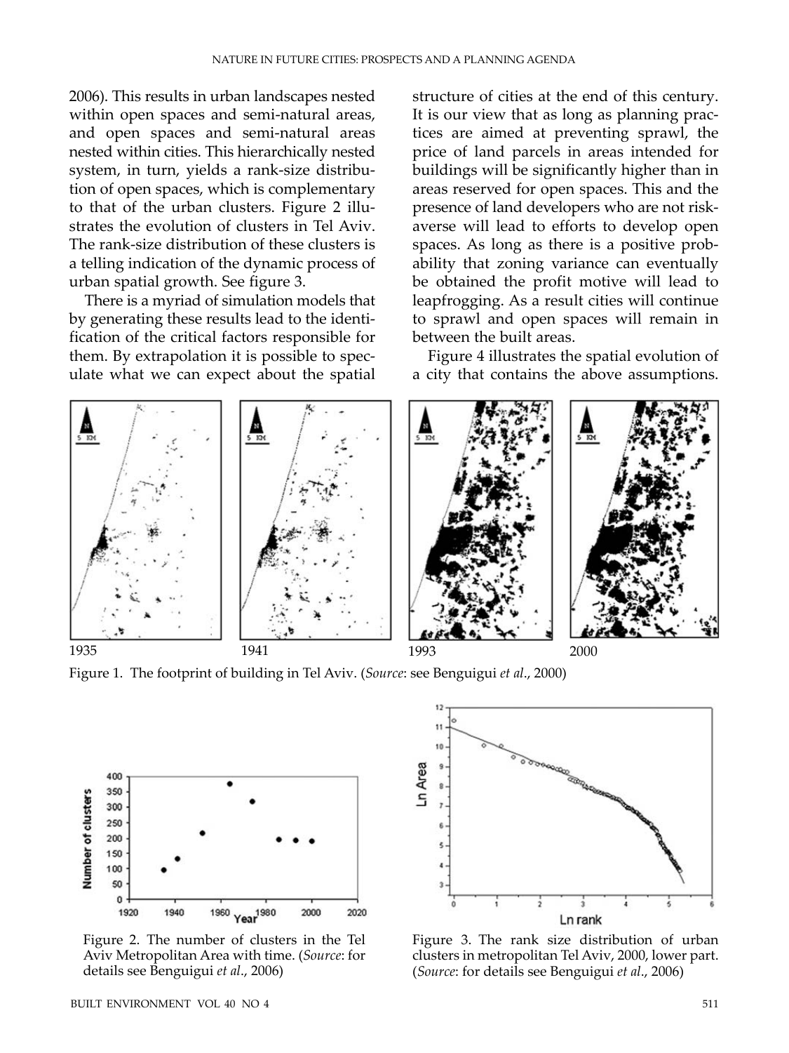2006). This results in urban landscapes nested within open spaces and semi-natural areas, and open spaces and semi-natural areas nested within cities. This hierarchically nested system, in turn, yields a rank-size distribution of open spaces, which is complementary to that of the urban clusters. Figure 2 illustrates the evolution of clusters in Tel Aviv. The rank-size distribution of these clusters is a telling indication of the dynamic process of urban spatial growth. See figure 3.

There is a myriad of simulation models that by generating these results lead to the identification of the critical factors responsible for them. By extrapolation it is possible to speculate what we can expect about the spatial structure of cities at the end of this century. It is our view that as long as planning practices are aimed at preventing sprawl, the price of land parcels in areas intended for buildings will be significantly higher than in areas reserved for open spaces. This and the presence of land developers who are not risk-averse will lead to efforts to develop open spaces. As long as there is a positive probability that zoning variance can eventually be obtained the profit motive will lead to leapfrogging. As a result cities will continue to sprawl and open spaces will remain in between the built areas.

Figure 4 illustrates the spatial evolution of a city that contains the above assumptions.

1935 1941 1993 2000

Figure 1. The footprint of building in Tel Aviv. (*Source*: see Benguigui *et al*., 2000)

Figure 2. The number of clusters in the Tel Aviv Metropolitan Area with time. (*Source*: for details see Benguigui *et al*., 2006)

Figure 3. The rank size distribution of urban clusters in metropolitan Tel Aviv, 2000, lower part. (*Source*: for details see Benguigui *et al*., 2006)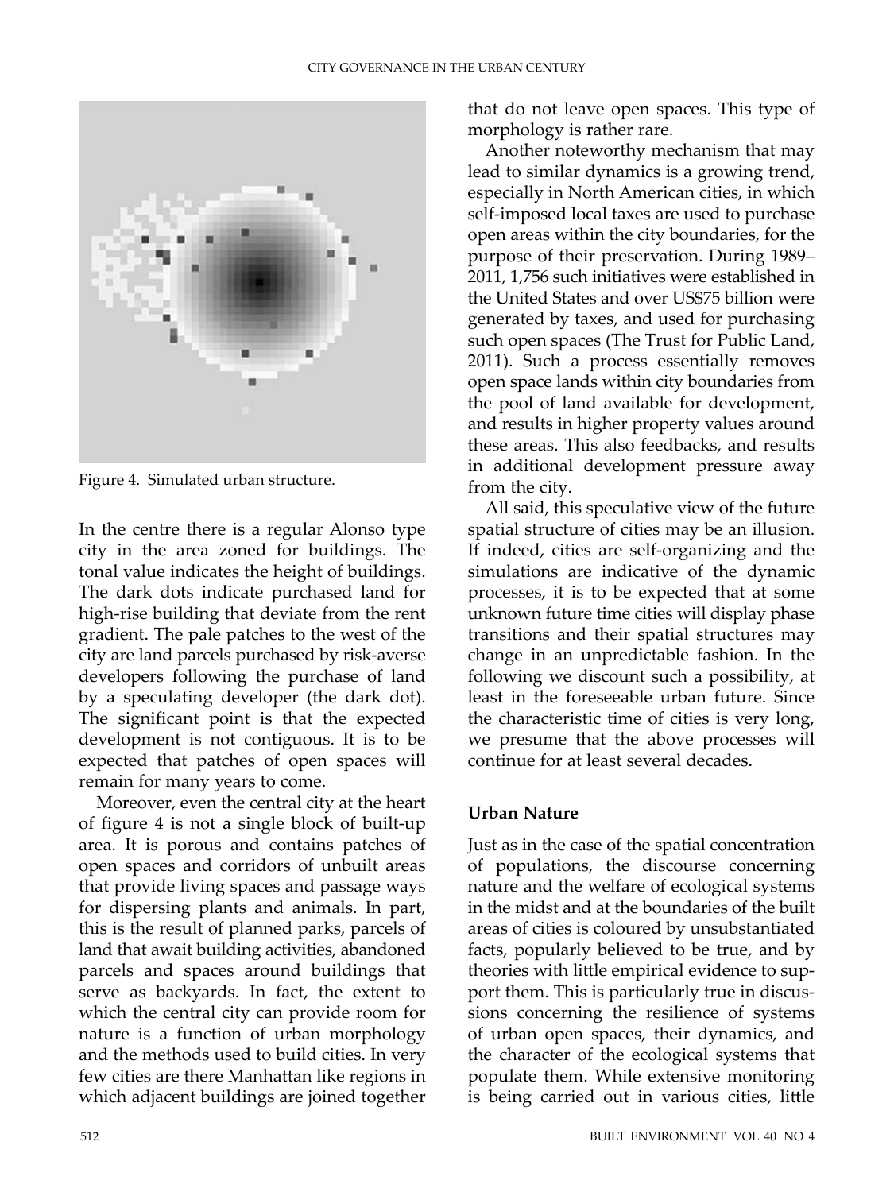Figure 4. Simulated urban structure.

In the centre there is a regular Alonso type city in the area zoned for buildings. The tonal value indicates the height of buildings. The dark dots indicate purchased land for high-rise building that deviate from the rent gradient. The pale patches to the west of the city are land parcels purchased by risk-averse developers following the purchase of land by a speculating developer (the dark dot). The significant point is that the expected development is not contiguous. It is to be expected that patches of open spaces will remain for many years to come.

Moreover, even the central city at the heart of figure 4 is not a single block of built-up area. It is porous and contains patches of open spaces and corridors of unbuilt areas that provide living spaces and passage ways for dispersing plants and animals. In part, this is the result of planned parks, parcels of land that await building activities, abandoned parcels and spaces around buildings that serve as backyards. In fact, the extent to which the central city can provide room for nature is a function of urban morphology and the methods used to build cities. In very few cities are there Manhattan like regions in which adjacent buildings are joined together that do not leave open spaces. This type of morphology is rather rare.

Another noteworthy mechanism that may lead to similar dynamics is a growing trend, especially in North American cities, in which self-imposed local taxes are used to purchase open areas within the city boundaries, for the purpose of their preservation. During 1989–2011, 1,756 such initiatives were established in the United States and over US$75 billion were generated by taxes, and used for purchasing such open spaces (The Trust for Public Land, 2011). Such a process essentially removes open space lands within city boundaries from the pool of land available for development, and results in higher property values around these areas. This also feedbacks, and results in additional development pressure away from the city.

All said, this speculative view of the future spatial structure of cities may be an illusion. If indeed, cities are self-organizing and the simulations are indicative of the dynamic processes, it is to be expected that at some unknown future time cities will display phase transitions and their spatial structures may change in an unpredictable fashion. In the following we discount such a possibility, at least in the foreseeable urban future. Since the characteristic time of cities is very long, we presume that the above processes will continue for at least several decades.

## Urban Nature

Just as in the case of the spatial concentration of populations, the discourse concerning nature and the welfare of ecological systems in the midst and at the boundaries of the built areas of cities is coloured by unsubstantiated facts, popularly believed to be true, and by theories with little empirical evidence to support them. This is particularly true in discussions concerning the resilience of systems of urban open spaces, their dynamics, and the character of the ecological systems that populate them. While extensive monitoring is being carried out in various cities, little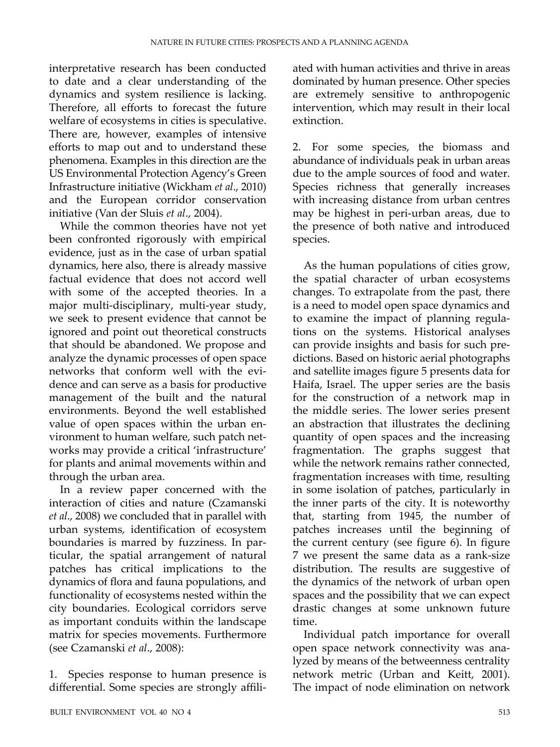interpretative research has been conducted to date and a clear understanding of the dynamics and system resilience is lacking. Therefore, all efforts to forecast the future welfare of ecosystems in cities is speculative. There are, however, examples of intensive efforts to map out and to understand these phenomena. Examples in this direction are the US Environmental Protection Agency's Green Infrastructure initiative (Wickham *et al*., 2010) and the European corridor conservation initiative (Van der Sluis *et al*., 2004).

While the common theories have not yet been confronted rigorously with empirical evidence, just as in the case of urban spatial dynamics, here also, there is already massive factual evidence that does not accord well with some of the accepted theories. In a major multi-disciplinary, multi-year study, we seek to present evidence that cannot be ignored and point out theoretical constructs that should be abandoned. We propose and analyze the dynamic processes of open space networks that conform well with the evidence and can serve as a basis for productive management of the built and the natural environments. Beyond the well established value of open spaces within the urban environment to human welfare, such patch networks may provide a critical 'infrastructure' for plants and animal movements within and through the urban area.

In a review paper concerned with the interaction of cities and nature (Czamanski *et al*., 2008) we concluded that in parallel with urban systems, identification of ecosystem boundaries is marred by fuzziness. In particular, the spatial arrangement of natural patches has critical implications to the dynamics of flora and fauna populations, and functionality of ecosystems nested within the city boundaries. Ecological corridors serve as important conduits within the landscape matrix for species movements. Furthermore (see Czamanski *et al*., 2008):

1. Species response to human presence is differential. Some species are strongly affiliated with human activities and thrive in areas dominated by human presence. Other species are extremely sensitive to anthropogenic intervention, which may result in their local extinction.

2. For some species, the biomass and abundance of individuals peak in urban areas due to the ample sources of food and water. Species richness that generally increases with increasing distance from urban centres may be highest in peri-urban areas, due to the presence of both native and introduced species.

As the human populations of cities grow, the spatial character of urban ecosystems changes. To extrapolate from the past, there is a need to model open space dynamics and to examine the impact of planning regulations on the systems. Historical analyses can provide insights and basis for such predictions. Based on historic aerial photographs and satellite images figure 5 presents data for Haifa, Israel. The upper series are the basis for the construction of a network map in the middle series. The lower series present an abstraction that illustrates the declining quantity of open spaces and the increasing fragmentation. The graphs suggest that while the network remains rather connected, fragmentation increases with time, resulting in some isolation of patches, particularly in the inner parts of the city. It is noteworthy that, starting from 1945, the number of patches increases until the beginning of the current century (see figure 6). In figure 7 we present the same data as a rank-size distribution. The results are suggestive of the dynamics of the network of urban open spaces and the possibility that we can expect drastic changes at some unknown future time.

Individual patch importance for overall open space network connectivity was analyzed by means of the betweenness centrality network metric (Urban and Keitt, 2001). The impact of node elimination on network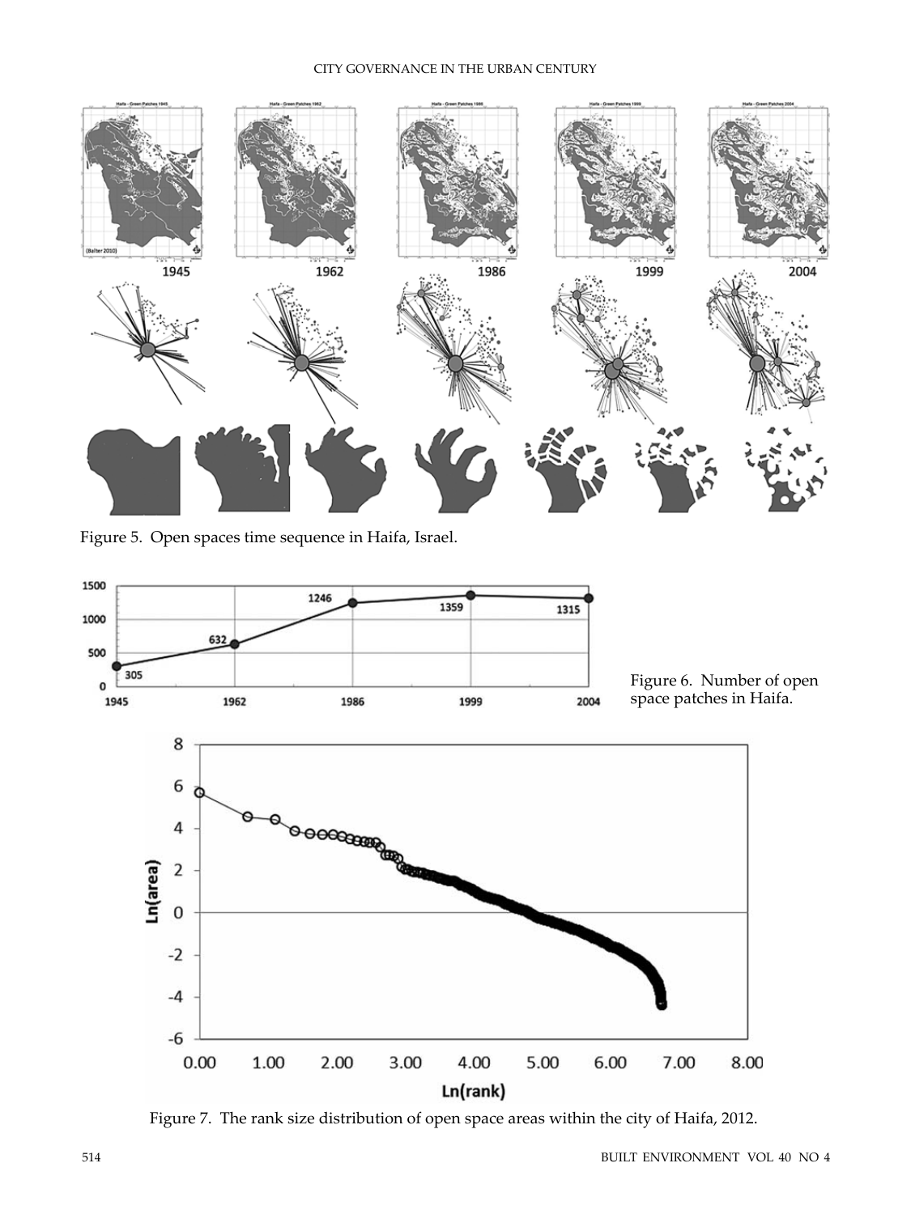Figure 5. Open spaces time sequence in Haifa, Israel.

Figure 6. Number of open space patches in Haifa.

Figure 7. The rank size distribution of open space areas within the city of Haifa, 2012.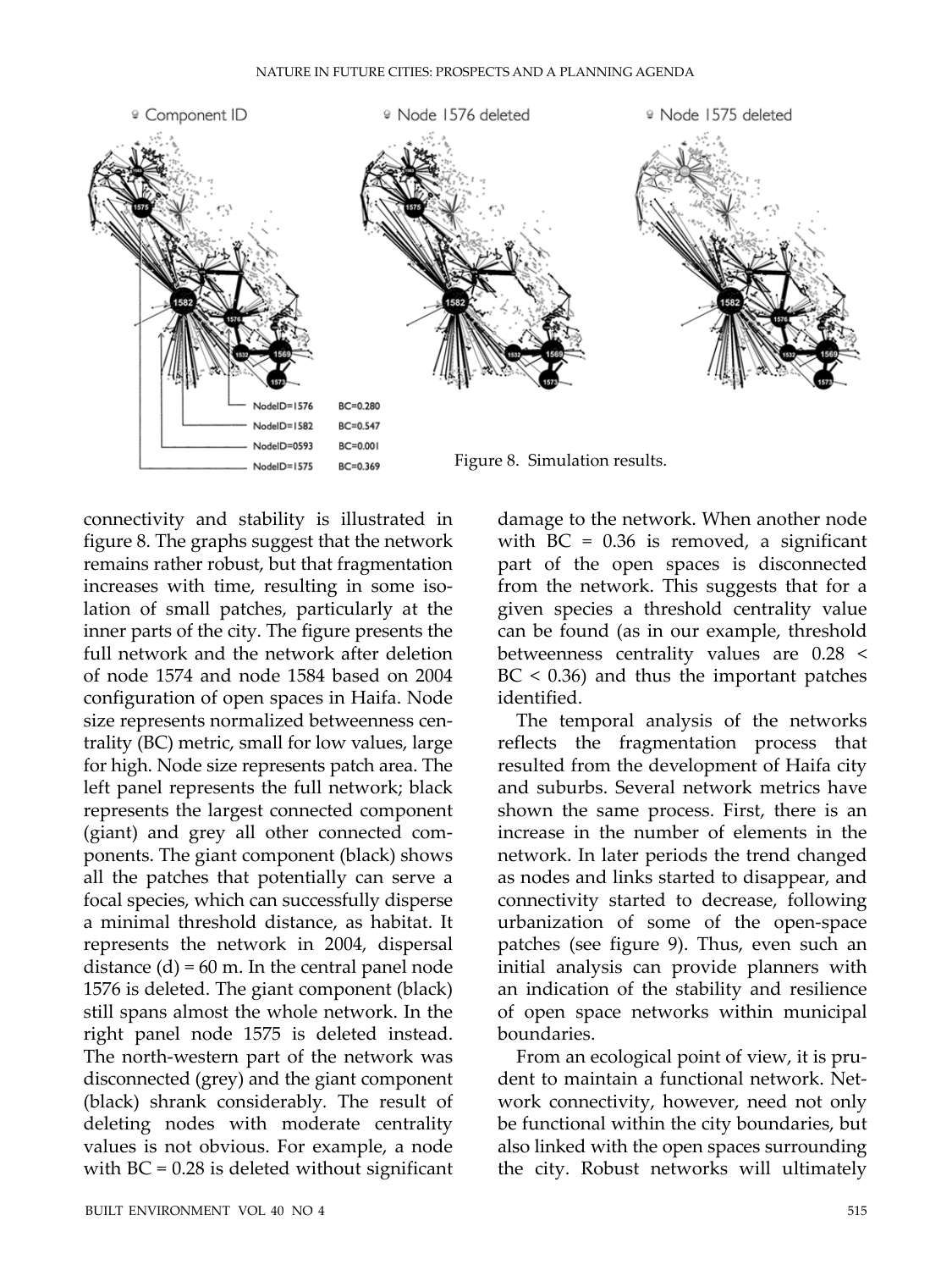Figure 8. Simulation results.

connectivity and stability is illustrated in figure 8. The graphs suggest that the network remains rather robust, but that fragmentation increases with time, resulting in some isolation of small patches, particularly at the inner parts of the city. The figure presents the full network and the network after deletion of node 1574 and node 1584 based on 2004 configuration of open spaces in Haifa. Node size represents normalized betweenness centrality (BC) metric, small for low values, large for high. Node size represents patch area. The left panel represents the full network; black represents the largest connected component (giant) and grey all other connected components. The giant component (black) shows all the patches that potentially can serve a focal species, which can successfully disperse a minimal threshold distance, as habitat. It represents the network in 2004, dispersal distance (d) = 60 m. In the central panel node 1576 is deleted. The giant component (black) still spans almost the whole network. In the right panel node 1575 is deleted instead. The north-western part of the network was disconnected (grey) and the giant component (black) shrank considerably. The result of deleting nodes with moderate centrality values is not obvious. For example, a node with BC = 0.28 is deleted without significant damage to the network. When another node with BC = 0.36 is removed, a significant part of the open spaces is disconnected from the network. This suggests that for a given species a threshold centrality value can be found (as in our example, threshold betweenness centrality values are $0.28 < BC < 0.36$) and thus the important patches identified.

The temporal analysis of the networks reflects the fragmentation process that resulted from the development of Haifa city and suburbs. Several network metrics have shown the same process. First, there is an increase in the number of elements in the network. In later periods the trend changed as nodes and links started to disappear, and connectivity started to decrease, following urbanization of some of the open-space patches (see figure 9). Thus, even such an initial analysis can provide planners with an indication of the stability and resilience of open space networks within municipal boundaries.

From an ecological point of view, it is prudent to maintain a functional network. Network connectivity, however, need not only be functional within the city boundaries, but also linked with the open spaces surrounding the city. Robust networks will ultimately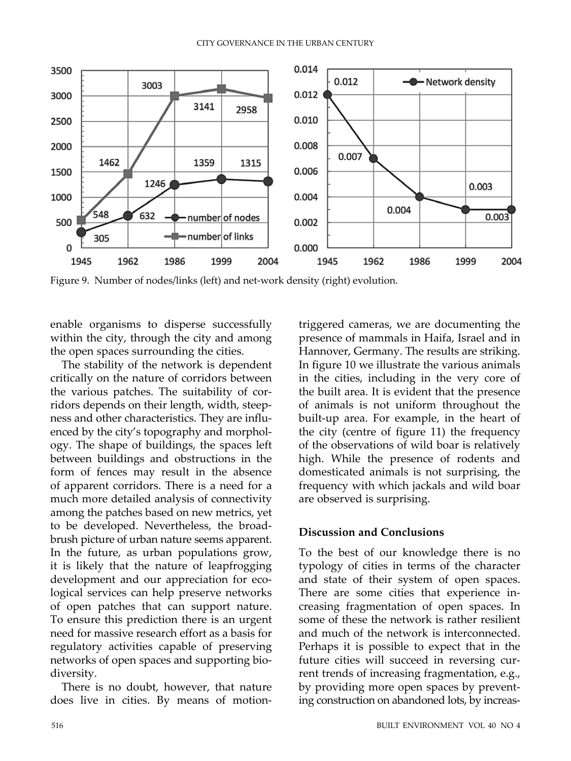Figure 9. Number of nodes/links (left) and net-work density (right) evolution.

enable organisms to disperse successfully within the city, through the city and among the open spaces surrounding the cities.

The stability of the network is dependent critically on the nature of corridors between the various patches. The suitability of corridors depends on their length, width, steepness and other characteristics. They are influenced by the city's topography and morphology. The shape of buildings, the spaces left between buildings and obstructions in the form of fences may result in the absence of apparent corridors. There is a need for a much more detailed analysis of connectivity among the patches based on new metrics, yet to be developed. Nevertheless, the broad-brush picture of urban nature seems apparent. In the future, as urban populations grow, it is likely that the nature of leapfrogging development and our appreciation for ecological services can help preserve networks of open patches that can support nature. To ensure this prediction there is an urgent need for massive research effort as a basis for regulatory activities capable of preserving networks of open spaces and supporting biodiversity.

There is no doubt, however, that nature does live in cities. By means of motion-triggered cameras, we are documenting the presence of mammals in Haifa, Israel and in Hannover, Germany. The results are striking. In figure 10 we illustrate the various animals in the cities, including in the very core of the built area. It is evident that the presence of animals is not uniform throughout the built-up area. For example, in the heart of the city (centre of figure 11) the frequency of the observations of wild boar is relatively high. While the presence of rodents and domesticated animals is not surprising, the frequency with which jackals and wild boar are observed is surprising.

## Discussion and Conclusions

To the best of our knowledge there is no typology of cities in terms of the character and state of their system of open spaces. There are some cities that experience increasing fragmentation of open spaces. In some of these the network is rather resilient and much of the network is interconnected. Perhaps it is possible to expect that in the future cities will succeed in reversing current trends of increasing fragmentation, e.g., by providing more open spaces by preventing construction on abandoned lots, by increas-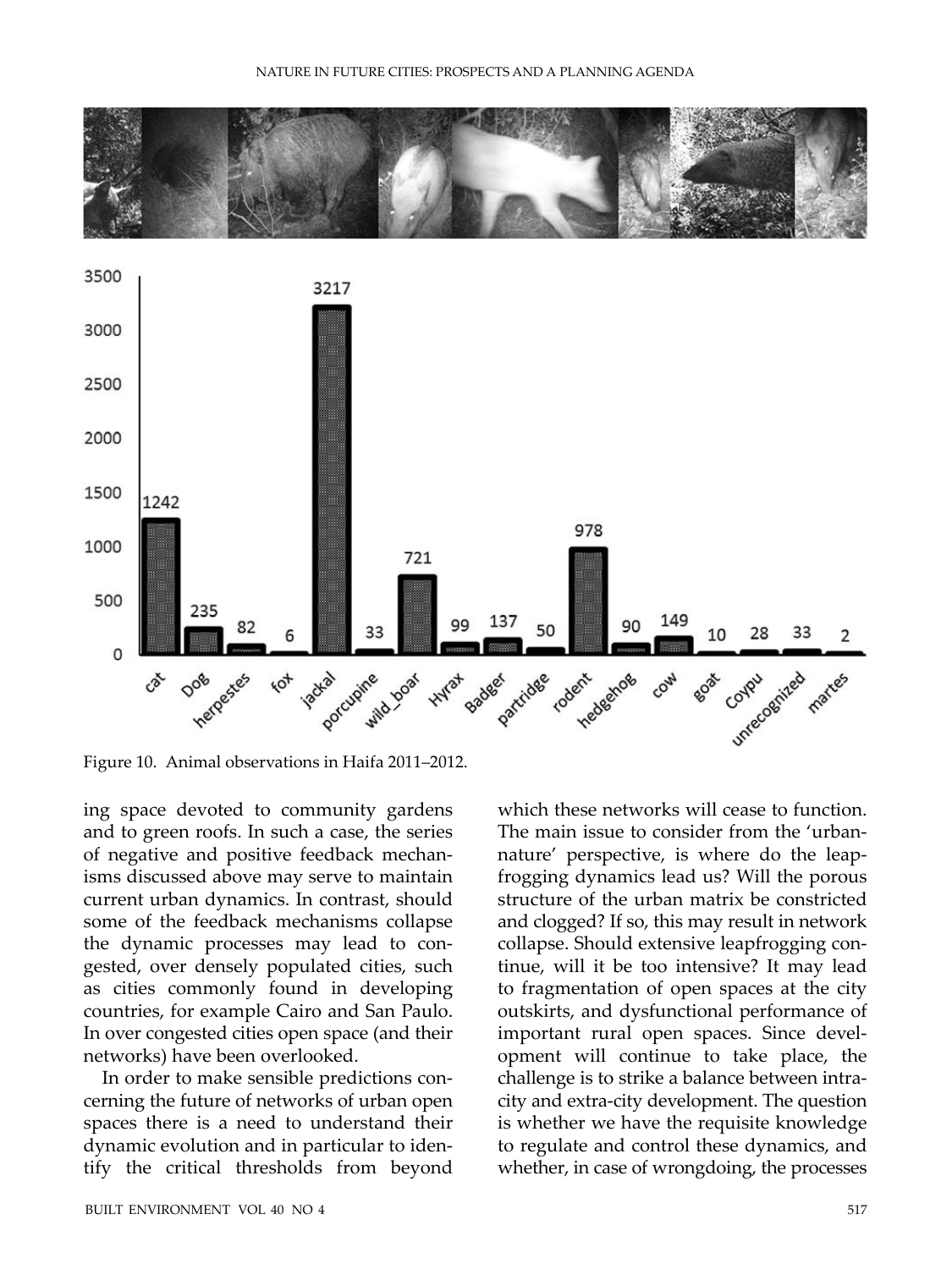Figure 10. Animal observations in Haifa 2011–2012.

ing space devoted to community gardens and to green roofs. In such a case, the series of negative and positive feedback mechanisms discussed above may serve to maintain current urban dynamics. In contrast, should some of the feedback mechanisms collapse the dynamic processes may lead to congested, over densely populated cities, such as cities commonly found in developing countries, for example Cairo and San Paulo. In over congested cities open space (and their networks) have been overlooked.

In order to make sensible predictions concerning the future of networks of urban open spaces there is a need to understand their dynamic evolution and in particular to identify the critical thresholds from beyond which these networks will cease to function. The main issue to consider from the 'urban-nature' perspective, is where do the leapfrogging dynamics lead us? Will the porous structure of the urban matrix be constricted and clogged? If so, this may result in network collapse. Should extensive leapfrogging continue, will it be too intensive? It may lead to fragmentation of open spaces at the city outskirts, and dysfunctional performance of important rural open spaces. Since development will continue to take place, the challenge is to strike a balance between intra-city and extra-city development. The question is whether we have the requisite knowledge to regulate and control these dynamics, and whether, in case of wrongdoing, the processes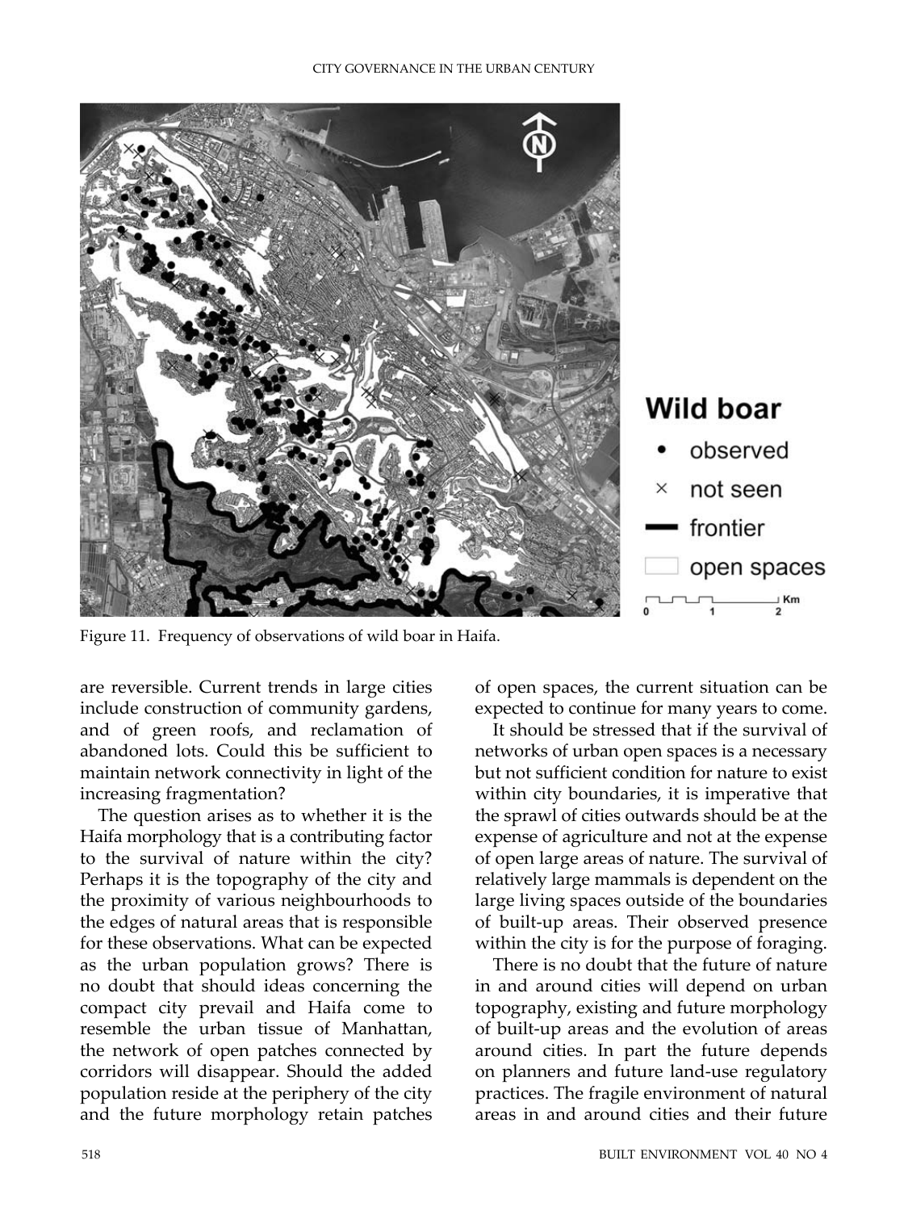Figure 11. Frequency of observations of wild boar in Haifa.

are reversible. Current trends in large cities include construction of community gardens, and of green roofs, and reclamation of abandoned lots. Could this be sufficient to maintain network connectivity in light of the increasing fragmentation?

The question arises as to whether it is the Haifa morphology that is a contributing factor to the survival of nature within the city? Perhaps it is the topography of the city and the proximity of various neighbourhoods to the edges of natural areas that is responsible for these observations. What can be expected as the urban population grows? There is no doubt that should ideas concerning the compact city prevail and Haifa come to resemble the urban tissue of Manhattan, the network of open patches connected by corridors will disappear. Should the added population reside at the periphery of the city and the future morphology retain patches of open spaces, the current situation can be expected to continue for many years to come.

It should be stressed that if the survival of networks of urban open spaces is a necessary but not sufficient condition for nature to exist within city boundaries, it is imperative that the sprawl of cities outwards should be at the expense of agriculture and not at the expense of open large areas of nature. The survival of relatively large mammals is dependent on the large living spaces outside of the boundaries of built-up areas. Their observed presence within the city is for the purpose of foraging.

There is no doubt that the future of nature in and around cities will depend on urban topography, existing and future morphology of built-up areas and the evolution of areas around cities. In part the future depends on planners and future land-use regulatory practices. The fragile environment of natural areas in and around cities and their future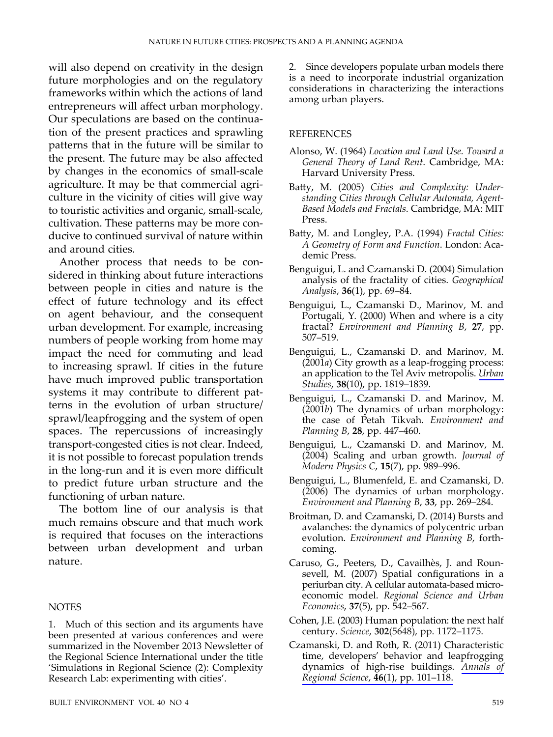will also depend on creativity in the design future morphologies and on the regulatory frameworks within which the actions of land entrepreneurs will affect urban morphology. Our speculations are based on the continuation of the present practices and sprawling patterns that in the future will be similar to the present. The future may be also affected by changes in the economics of small-scale agriculture. It may be that commercial agriculture in the vicinity of cities will give way to touristic activities and organic, small-scale, cultivation. These patterns may be more conducive to continued survival of nature within and around cities.

Another process that needs to be considered in thinking about future interactions between people in cities and nature is the effect of future technology and its effect on agent behaviour, and the consequent urban development. For example, increasing numbers of people working from home may impact the need for commuting and lead to increasing sprawl. If cities in the future have much improved public transportation systems it may contribute to different patterns in the evolution of urban structure/sprawl/leapfrogging and the system of open spaces. The repercussions of increasingly transport-congested cities is not clear. Indeed, it is not possible to forecast population trends in the long-run and it is even more difficult to predict future urban structure and the functioning of urban nature.

The bottom line of our analysis is that much remains obscure and that much work is required that focuses on the interactions between urban development and urban nature.

## NOTES

1. Much of this section and its arguments have been presented at various conferences and were summarized in the November 2013 Newsletter of the Regional Science International under the title 'Simulations in Regional Science (2): Complexity Research Lab: experimenting with cities'.

2. Since developers populate urban models there is a need to incorporate industrial organization considerations in characterizing the interactions among urban players.

## REFERENCES

Alonso, W. (1964) *Location and Land Use. Toward a General Theory of Land Rent*. Cambridge, MA: Harvard University Press.

Batty, M. (2005) *Cities and Complexity: Understanding Cities through Cellular Automata, Agent-Based Models and Fractals*. Cambridge, MA: MIT Press.

Batty, M. and Longley, P.A. (1994) *Fractal Cities: A Geometry of Form and Function*. London: Academic Press.

Benguigui, L. and Czamanski D. (2004) Simulation analysis of the fractality of cities. *Geographical Analysis*, **36**(1), pp. 69–84.

Benguigui, L., Czamanski D., Marinov, M. and Portugali, Y. (2000) When and where is a city fractal? *Environment and Planning B*, **27**, pp. 507–519.

Benguigui, L., Czamanski D. and Marinov, M. (2001*a*) City growth as a leap-frogging process: an application to the Tel Aviv metropolis. *Urban Studies*, **38**(10), pp. 1819–1839.

Benguigui, L., Czamanski D. and Marinov, M. (2001*b*) The dynamics of urban morphology: the case of Petah Tikvah. *Environment and Planning B*, **28**, pp. 447–460.

Benguigui, L., Czamanski D. and Marinov, M. (2004) Scaling and urban growth. *Journal of Modern Physics C*, **15**(7), pp. 989–996.

Benguigui, L., Blumenfeld, E. and Czamanski, D. (2006) The dynamics of urban morphology. *Environment and Planning B*, **33**, pp. 269–284.

Broitman, D. and Czamanski, D. (2014) Bursts and avalanches: the dynamics of polycentric urban evolution. *Environment and Planning B*, forthcoming.

Caruso, G., Peeters, D., Cavailhès, J. and Rounsevell, M. (2007) Spatial configurations in a periurban city. A cellular automata-based microeconomic model. *Regional Science and Urban Economics*, **37**(5), pp. 542–567.

Cohen, J.E. (2003) Human population: the next half century. *Science*, **302**(5648), pp. 1172–1175.

Czamanski, D. and Roth, R. (2011) Characteristic time, developers' behavior and leapfrogging dynamics of high-rise buildings. *Annals of Regional Science*, **46**(1), pp. 101–118.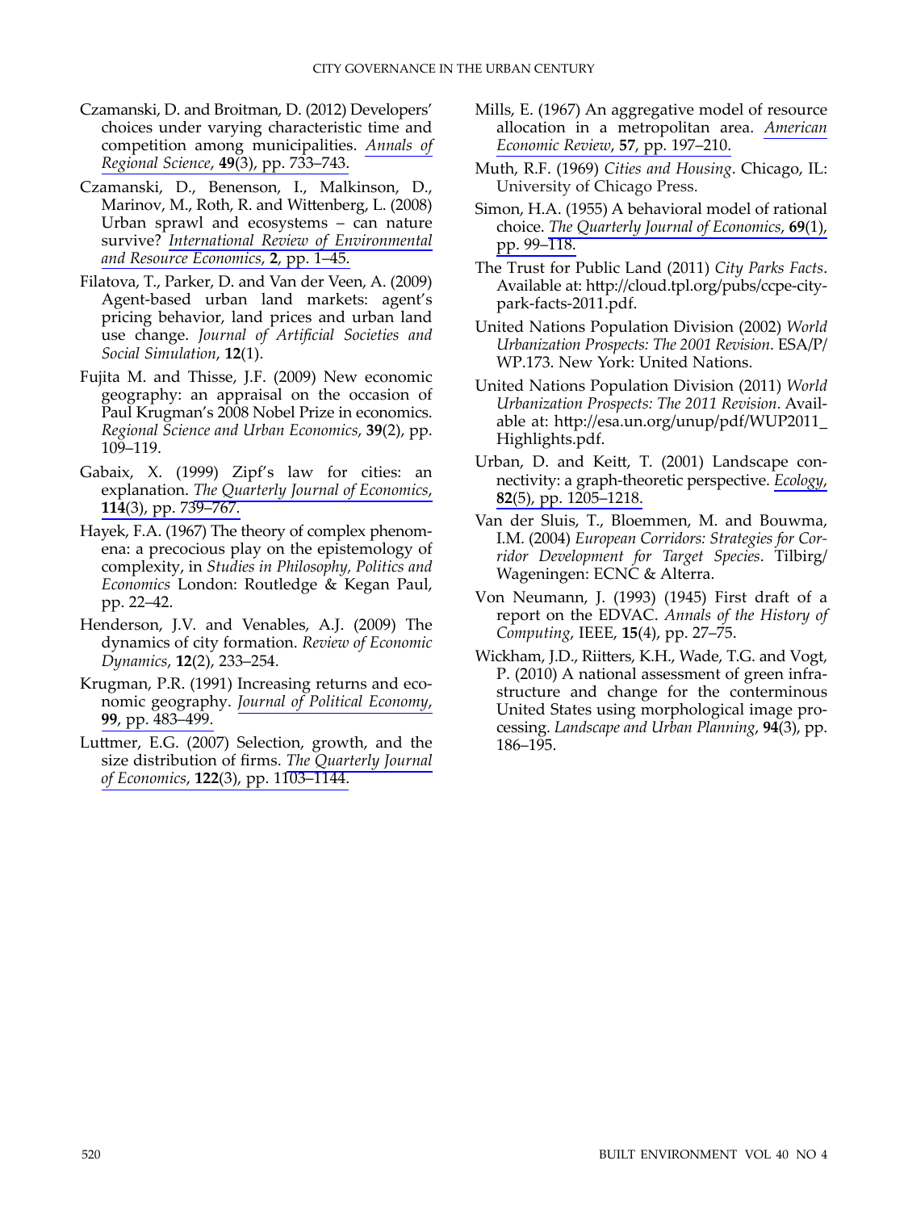Czamanski, D. and Broitman, D. (2012) Developers' choices under varying characteristic time and competition among municipalities. *Annals of Regional Science*, **49**(3), pp. 733–743.

Czamanski, D., Benenson, I., Malkinson, D., Marinov, M., Roth, R. and Wittenberg, L. (2008) Urban sprawl and ecosystems – can nature survive? *International Review of Environmental and Resource Economics*, **2**, pp. 1–45.

Filatova, T., Parker, D. and Van der Veen, A. (2009) Agent-based urban land markets: agent's pricing behavior, land prices and urban land use change. *Journal of Artificial Societies and Social Simulation*, **12**(1).

Fujita M. and Thisse, J.F. (2009) New economic geography: an appraisal on the occasion of Paul Krugman's 2008 Nobel Prize in economics. *Regional Science and Urban Economics*, **39**(2), pp. 109–119.

Gabaix, X. (1999) Zipf's law for cities: an explanation. *The Quarterly Journal of Economics*, **114**(3), pp. 739–767.

Hayek, F.A. (1967) The theory of complex phenomena: a precocious play on the epistemology of complexity, in *Studies in Philosophy, Politics and Economics* London: Routledge & Kegan Paul, pp. 22–42.

Henderson, J.V. and Venables, A.J. (2009) The dynamics of city formation. *Review of Economic Dynamics*, **12**(2), 233–254.

Krugman, P.R. (1991) Increasing returns and economic geography. *Journal of Political Economy*, **99**, pp. 483–499.

Luttmer, E.G. (2007) Selection, growth, and the size distribution of firms. *The Quarterly Journal of Economics*, **122**(3), pp. 1103–1144.

Mills, E. (1967) An aggregative model of resource allocation in a metropolitan area. *American Economic Review*, **57**, pp. 197–210.

Muth, R.F. (1969) *Cities and Housing*. Chicago, IL: University of Chicago Press.

Simon, H.A. (1955) A behavioral model of rational choice. *The Quarterly Journal of Economics*, **69**(1), pp. 99–118.

The Trust for Public Land (2011) *City Parks Facts*. Available at: http://cloud.tpl.org/pubs/ccpe-city-park-facts-2011.pdf.

United Nations Population Division (2002) *World Urbanization Prospects: The 2001 Revision*. ESA/P/WP.173. New York: United Nations.

United Nations Population Division (2011) *World Urbanization Prospects: The 2011 Revision*. Available at: http://esa.un.org/unup/pdf/WUP2011_Highlights.pdf.

Urban, D. and Keitt, T. (2001) Landscape connectivity: a graph-theoretic perspective. *Ecology*, **82**(5), pp. 1205–1218.

Van der Sluis, T., Bloemmen, M. and Bouwma, I.M. (2004) *European Corridors: Strategies for Corridor Development for Target Species*. Tilbirg/Wageningen: ECNC & Alterra.

Von Neumann, J. (1993) (1945) First draft of a report on the EDVAC. *Annals of the History of Computing*, IEEE, **15**(4), pp. 27–75.

Wickham, J.D., Riitters, K.H., Wade, T.G. and Vogt, P. (2010) A national assessment of green infrastructure and change for the conterminous United States using morphological image processing. *Landscape and Urban Planning*, **94**(3), pp. 186–195.